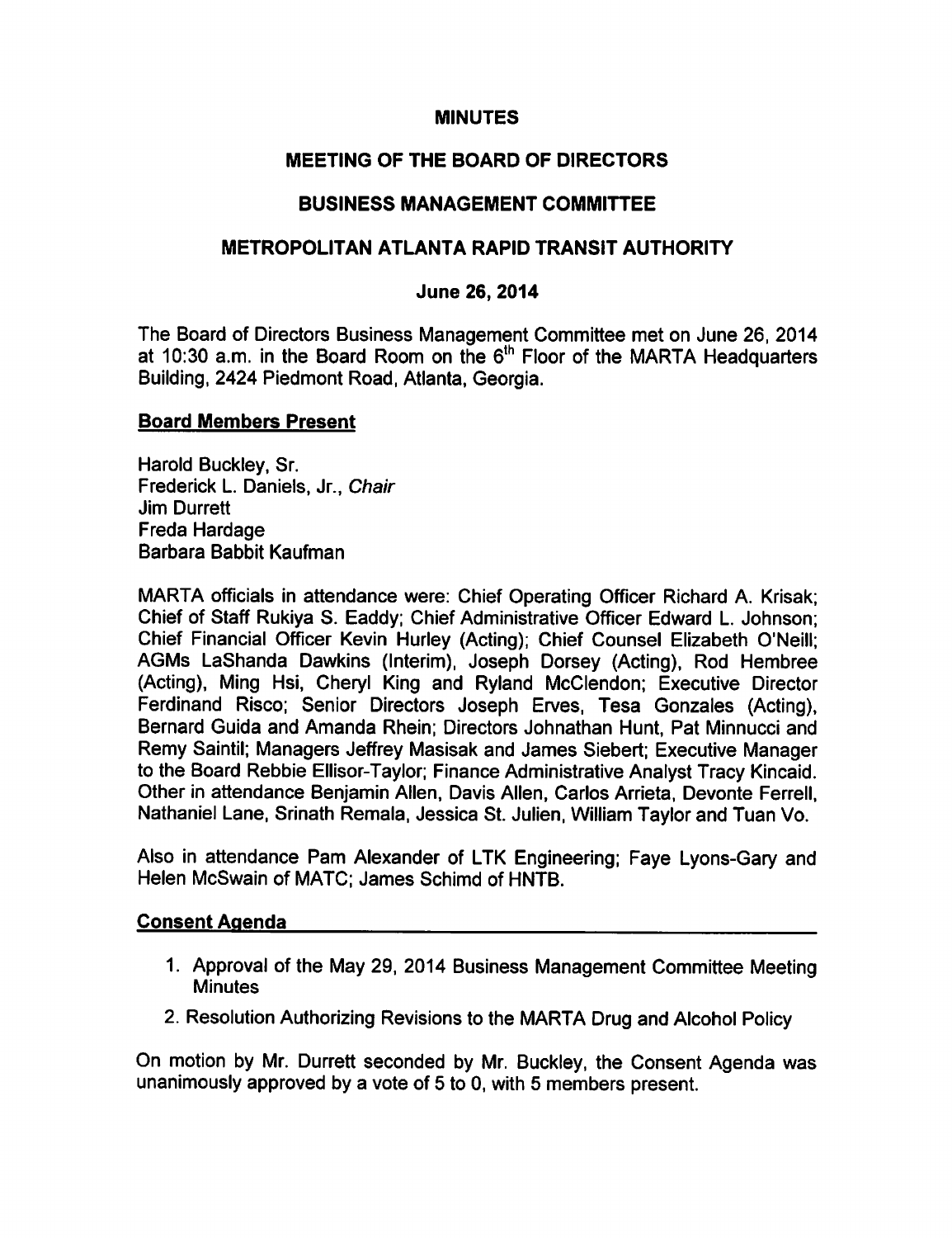# MINUTES

## MEETING OF THE BOARD OF DIRECTORS

## BUSINESS MANAGEMENT COMMITTEE

## METROPOLITAN ATLANTA RAPID TRANSIT AUTHORITY

### June 26, 2014

The Board of Directors Business Management Committee met on June 26, 2014 at 10:30 a.m. in the Board Room on the 6th Floor of the MARTA Headquarters Building, 2424 Piedmont Road, Atlanta, Georgia.

**Board Members Present**

Harold Buckley, Sr.
Frederick L. Daniels, Jr., *Chair*
Jim Durrett
Freda Hardage
Barbara Babbit Kaufman

MARTA officials in attendance were: Chief Operating Officer Richard A. Krisak; Chief of Staff Rukiya S. Eaddy; Chief Administrative Officer Edward L. Johnson; Chief Financial Officer Kevin Hurley (Acting); Chief Counsel Elizabeth O'Neill; AGMs LaShanda Dawkins (Interim), Joseph Dorsey (Acting), Rod Hembree (Acting), Ming Hsi, Cheryl King and Ryland McClendon; Executive Director Ferdinand Risco; Senior Directors Joseph Erves, Tesa Gonzales (Acting), Bernard Guida and Amanda Rhein; Directors Johnathan Hunt, Pat Minnucci and Remy Saintil; Managers Jeffrey Masisak and James Siebert; Executive Manager to the Board Rebbie Ellisor-Taylor; Finance Administrative Analyst Tracy Kincaid. Other in attendance Benjamin Allen, Davis Allen, Carlos Arrieta, Devonte Ferrell, Nathaniel Lane, Srinath Remala, Jessica St. Julien, William Taylor and Tuan Vo.

Also in attendance Pam Alexander of LTK Engineering; Faye Lyons-Gary and Helen McSwain of MATC; James Schimd of HNTB.

**Consent Agenda**

1. Approval of the May 29, 2014 Business Management Committee Meeting Minutes
2. Resolution Authorizing Revisions to the MARTA Drug and Alcohol Policy

On motion by Mr. Durrett seconded by Mr. Buckley, the Consent Agenda was unanimously approved by a vote of 5 to 0, with 5 members present.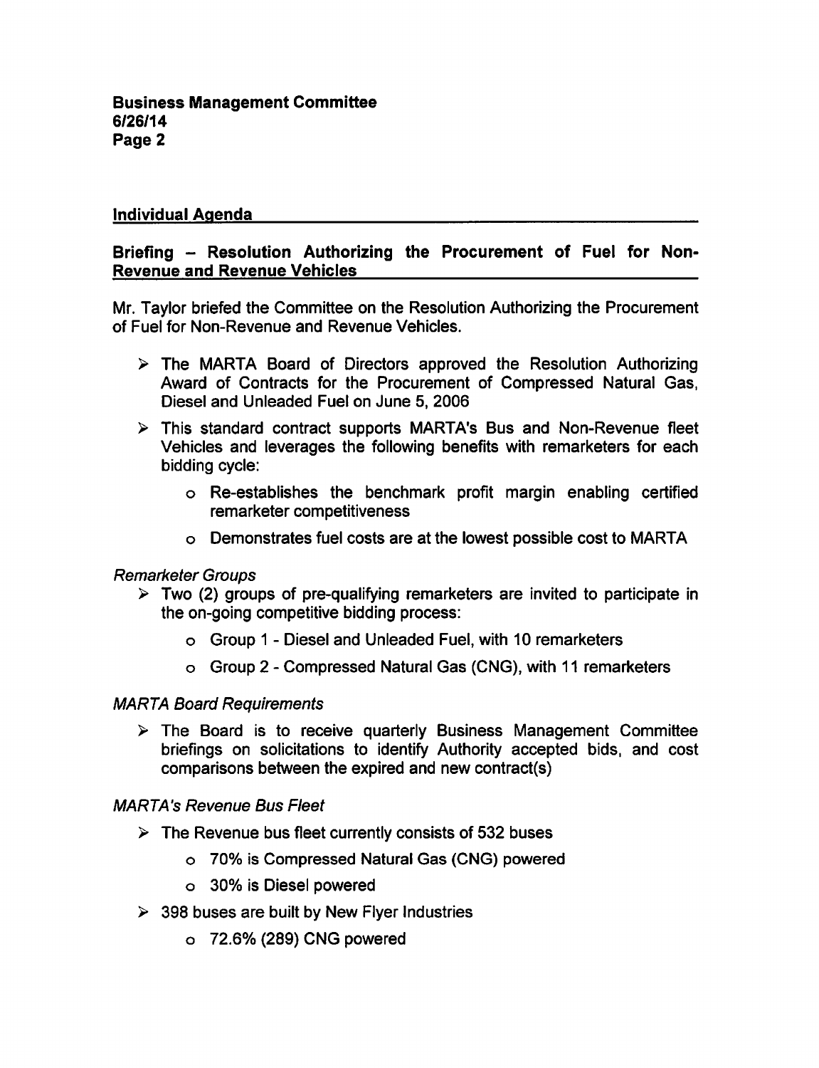## Individual Agenda

### Briefing – Resolution Authorizing the Procurement of Fuel for Non-Revenue and Revenue Vehicles

Mr. Taylor briefed the Committee on the Resolution Authorizing the Procurement of Fuel for Non-Revenue and Revenue Vehicles.

- The MARTA Board of Directors approved the Resolution Authorizing Award of Contracts for the Procurement of Compressed Natural Gas, Diesel and Unleaded Fuel on June 5, 2006
- This standard contract supports MARTA's Bus and Non-Revenue fleet Vehicles and leverages the following benefits with remarketers for each bidding cycle:
  - Re-establishes the benchmark profit margin enabling certified remarketer competitiveness
  - Demonstrates fuel costs are at the lowest possible cost to MARTA

*Remarketer Groups*

- Two (2) groups of pre-qualifying remarketers are invited to participate in the on-going competitive bidding process:
  - Group 1 - Diesel and Unleaded Fuel, with 10 remarketers
  - Group 2 - Compressed Natural Gas (CNG), with 11 remarketers

*MARTA Board Requirements*

- The Board is to receive quarterly Business Management Committee briefings on solicitations to identify Authority accepted bids, and cost comparisons between the expired and new contract(s)

*MARTA's Revenue Bus Fleet*

- The Revenue bus fleet currently consists of 532 buses
  - 70% is Compressed Natural Gas (CNG) powered
  - 30% is Diesel powered
- 398 buses are built by New Flyer Industries
  - 72.6% (289) CNG powered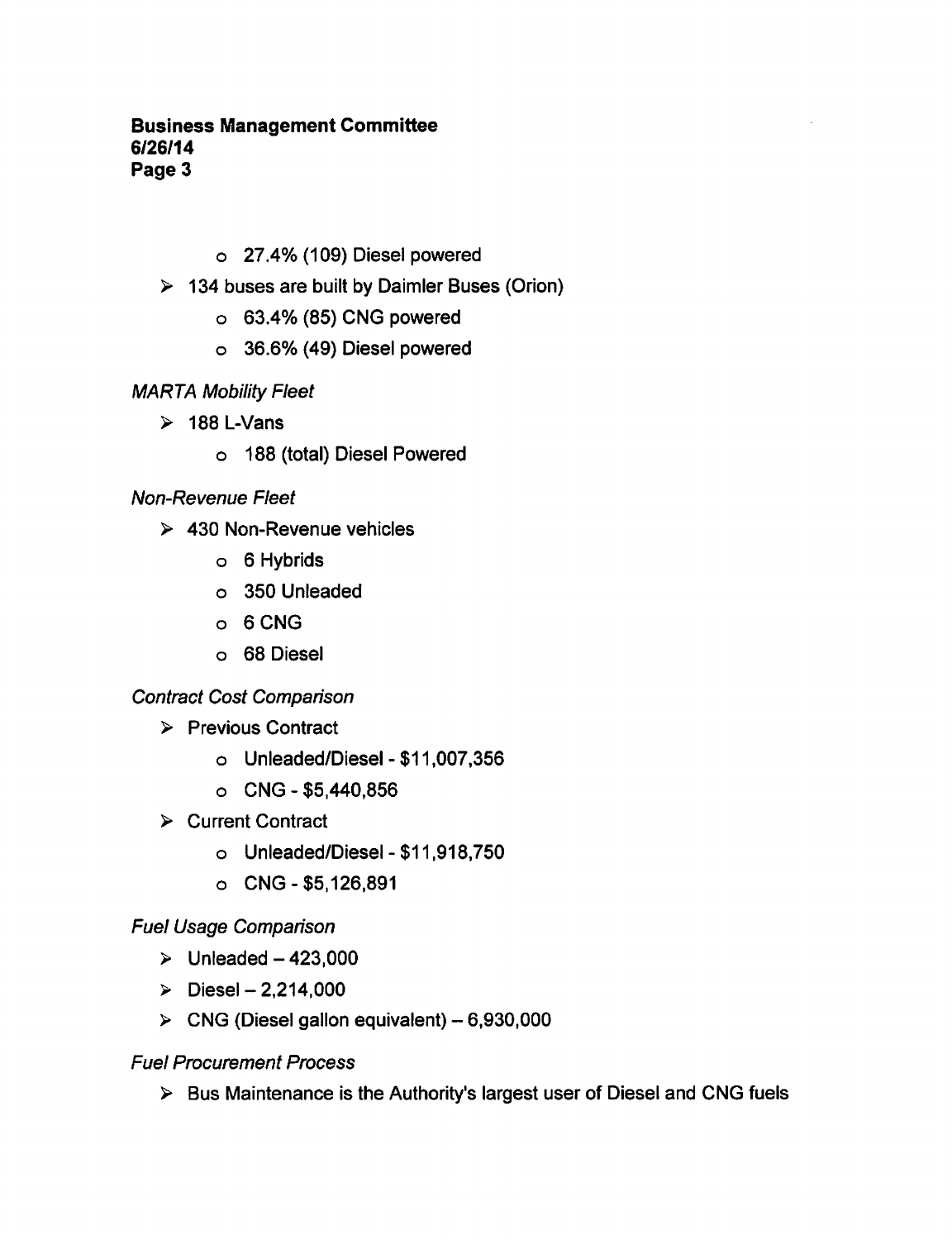- 27.4% (109) Diesel powered
- 134 buses are built by Daimler Buses (Orion)
    - 63.4% (85) CNG powered
    - 36.6% (49) Diesel powered

*MARTA Mobility Fleet*

- 188 L-Vans
    - 188 (total) Diesel Powered

*Non-Revenue Fleet*

- 430 Non-Revenue vehicles
    - 6 Hybrids
    - 350 Unleaded
    - 6 CNG
    - 68 Diesel

*Contract Cost Comparison*

- Previous Contract
    - Unleaded/Diesel - $11,007,356
    - CNG - $5,440,856
- Current Contract
    - Unleaded/Diesel - $11,918,750
    - CNG - $5,126,891

*Fuel Usage Comparison*

- Unleaded – 423,000
- Diesel – 2,214,000
- CNG (Diesel gallon equivalent) – 6,930,000

*Fuel Procurement Process*

- Bus Maintenance is the Authority's largest user of Diesel and CNG fuels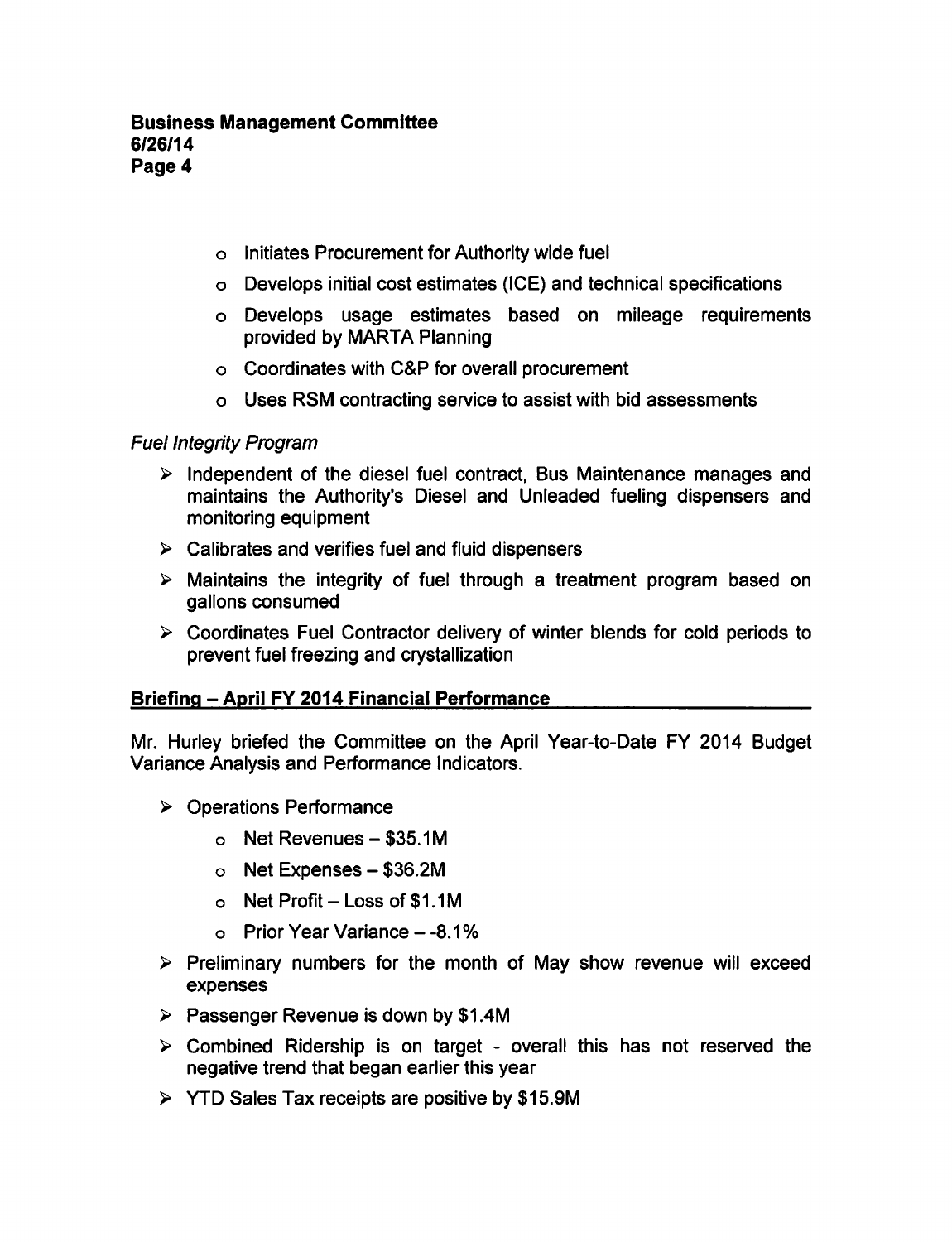- Initiates Procurement for Authority wide fuel
- Develops initial cost estimates (ICE) and technical specifications
- Develops usage estimates based on mileage requirements provided by MARTA Planning
- Coordinates with C&P for overall procurement
- Uses RSM contracting service to assist with bid assessments

*Fuel Integrity Program*

- Independent of the diesel fuel contract, Bus Maintenance manages and maintains the Authority's Diesel and Unleaded fueling dispensers and monitoring equipment
- Calibrates and verifies fuel and fluid dispensers
- Maintains the integrity of fuel through a treatment program based on gallons consumed
- Coordinates Fuel Contractor delivery of winter blends for cold periods to prevent fuel freezing and crystallization

**Briefing – April FY 2014 Financial Performance**

Mr. Hurley briefed the Committee on the April Year-to-Date FY 2014 Budget Variance Analysis and Performance Indicators.

- Operations Performance
  - Net Revenues – $35.1M
  - Net Expenses – $36.2M
  - Net Profit – Loss of $1.1M
  - Prior Year Variance – -8.1%
- Preliminary numbers for the month of May show revenue will exceed expenses
- Passenger Revenue is down by $1.4M
- Combined Ridership is on target - overall this has not reserved the negative trend that began earlier this year
- YTD Sales Tax receipts are positive by $15.9M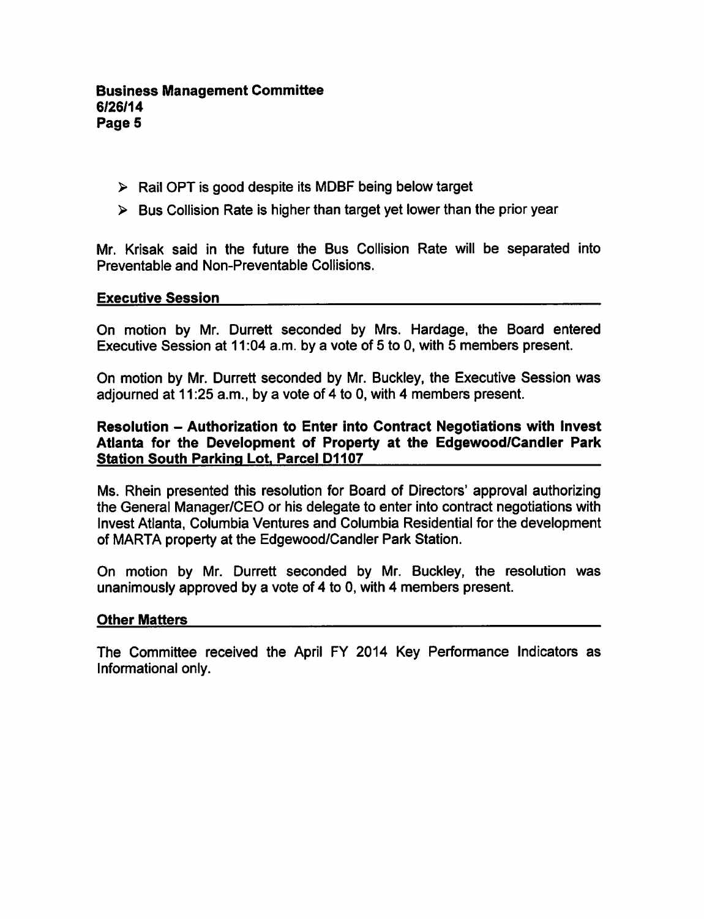- Rail OPT is good despite its MDBF being below target
- Bus Collision Rate is higher than target yet lower than the prior year

Mr. Krisak said in the future the Bus Collision Rate will be separated into Preventable and Non-Preventable Collisions.

## Executive Session

On motion by Mr. Durrett seconded by Mrs. Hardage, the Board entered Executive Session at 11:04 a.m. by a vote of 5 to 0, with 5 members present.

On motion by Mr. Durrett seconded by Mr. Buckley, the Executive Session was adjourned at 11:25 a.m., by a vote of 4 to 0, with 4 members present.

## Resolution – Authorization to Enter into Contract Negotiations with Invest Atlanta for the Development of Property at the Edgewood/Candler Park Station South Parking Lot, Parcel D1107

Ms. Rhein presented this resolution for Board of Directors' approval authorizing the General Manager/CEO or his delegate to enter into contract negotiations with Invest Atlanta, Columbia Ventures and Columbia Residential for the development of MARTA property at the Edgewood/Candler Park Station.

On motion by Mr. Durrett seconded by Mr. Buckley, the resolution was unanimously approved by a vote of 4 to 0, with 4 members present.

## Other Matters

The Committee received the April FY 2014 Key Performance Indicators as Informational only.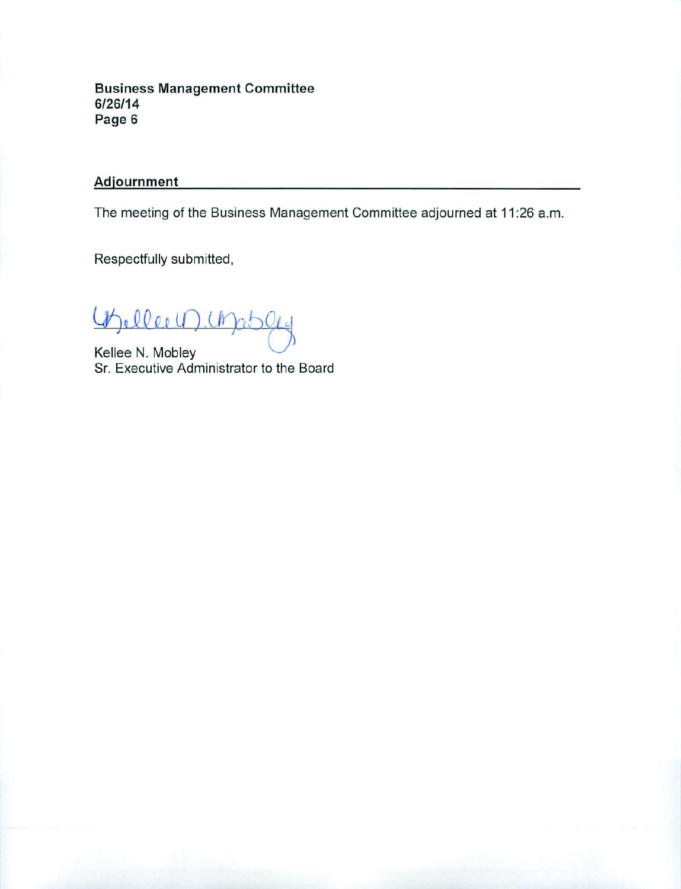## Adjournment

The meeting of the Business Management Committee adjourned at 11:26 a.m.

Respectfully submitted,

Kellee N. Mobley
Sr. Executive Administrator to the Board